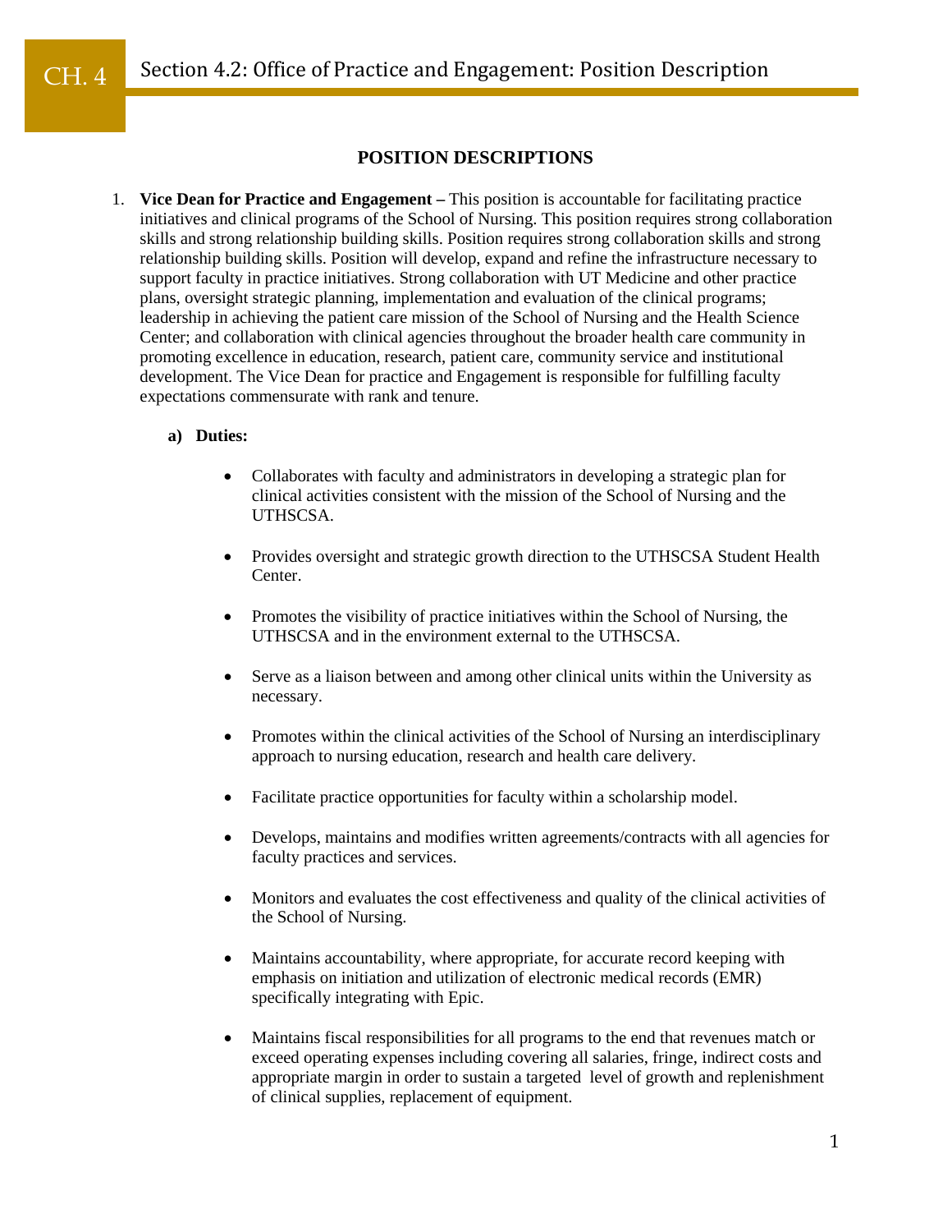# Section 4.2: Office of Practice and Engagement: Position Description

## POSITION DESCRIPTIONS

1. **Vice Dean for Practice and Engagement –** This position is accountable for facilitating practice initiatives and clinical programs of the School of Nursing. This position requires strong collaboration skills and strong relationship building skills. Position requires strong collaboration skills and strong relationship building skills. Position will develop, expand and refine the infrastructure necessary to support faculty in practice initiatives. Strong collaboration with UT Medicine and other practice plans, oversight strategic planning, implementation and evaluation of the clinical programs; leadership in achieving the patient care mission of the School of Nursing and the Health Science Center; and collaboration with clinical agencies throughout the broader health care community in promoting excellence in education, research, patient care, community service and institutional development. The Vice Dean for practice and Engagement is responsible for fulfilling faculty expectations commensurate with rank and tenure.

   **a) Duties:**

   - Collaborates with faculty and administrators in developing a strategic plan for clinical activities consistent with the mission of the School of Nursing and the UTHSCSA.
   - Provides oversight and strategic growth direction to the UTHSCSA Student Health Center.
   - Promotes the visibility of practice initiatives within the School of Nursing, the UTHSCSA and in the environment external to the UTHSCSA.
   - Serve as a liaison between and among other clinical units within the University as necessary.
   - Promotes within the clinical activities of the School of Nursing an interdisciplinary approach to nursing education, research and health care delivery.
   - Facilitate practice opportunities for faculty within a scholarship model.
   - Develops, maintains and modifies written agreements/contracts with all agencies for faculty practices and services.
   - Monitors and evaluates the cost effectiveness and quality of the clinical activities of the School of Nursing.
   - Maintains accountability, where appropriate, for accurate record keeping with emphasis on initiation and utilization of electronic medical records (EMR) specifically integrating with Epic.
   - Maintains fiscal responsibilities for all programs to the end that revenues match or exceed operating expenses including covering all salaries, fringe, indirect costs and appropriate margin in order to sustain a targeted level of growth and replenishment of clinical supplies, replacement of equipment.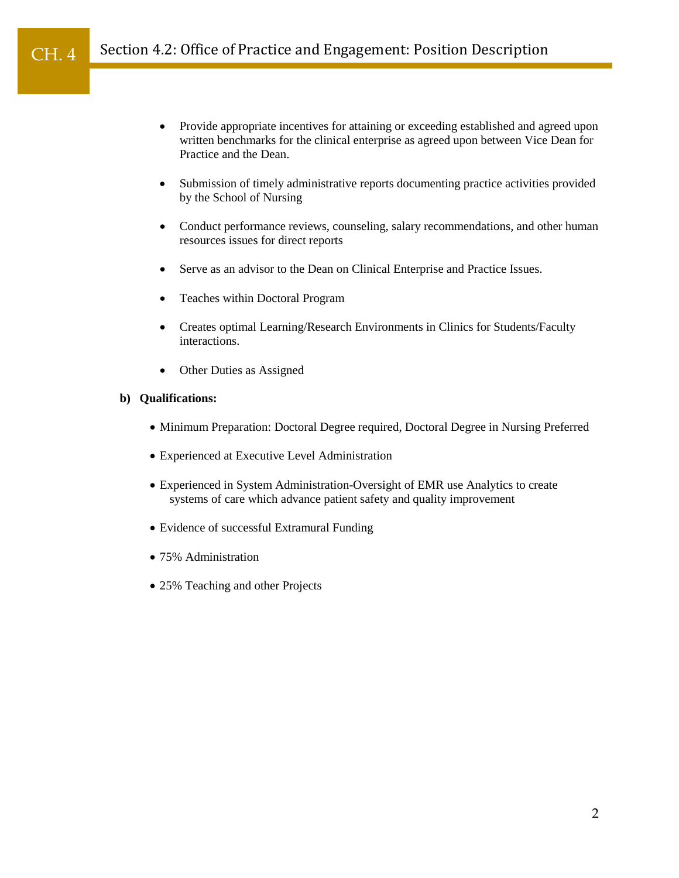- Provide appropriate incentives for attaining or exceeding established and agreed upon written benchmarks for the clinical enterprise as agreed upon between Vice Dean for Practice and the Dean.

- Submission of timely administrative reports documenting practice activities provided by the School of Nursing

- Conduct performance reviews, counseling, salary recommendations, and other human resources issues for direct reports

- Serve as an advisor to the Dean on Clinical Enterprise and Practice Issues.

- Teaches within Doctoral Program

- Creates optimal Learning/Research Environments in Clinics for Students/Faculty interactions.

- Other Duties as Assigned

**b) Qualifications:**

- Minimum Preparation: Doctoral Degree required, Doctoral Degree in Nursing Preferred

- Experienced at Executive Level Administration

- Experienced in System Administration-Oversight of EMR use Analytics to create systems of care which advance patient safety and quality improvement

- Evidence of successful Extramural Funding

- 75% Administration

- 25% Teaching and other Projects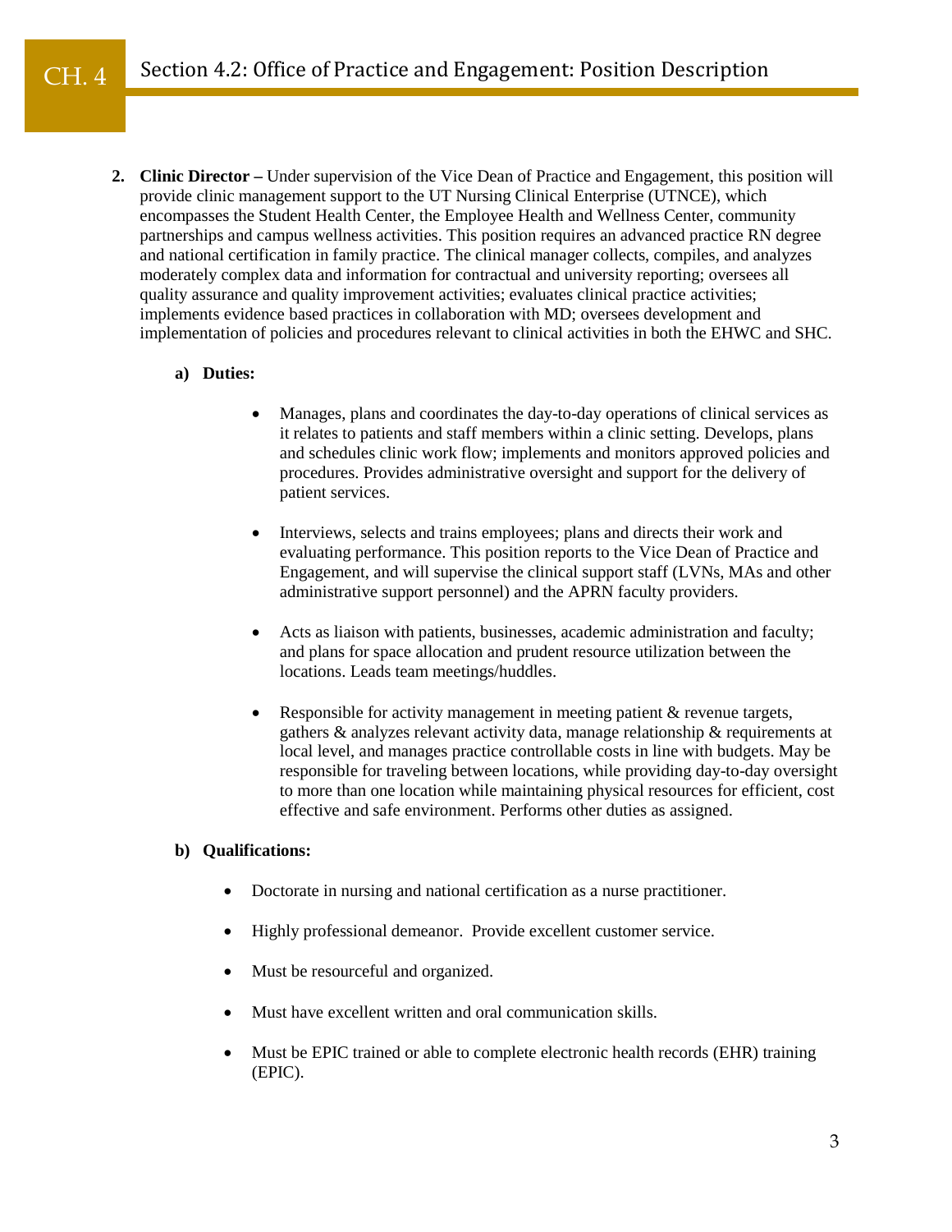2. **Clinic Director –** Under supervision of the Vice Dean of Practice and Engagement, this position will provide clinic management support to the UT Nursing Clinical Enterprise (UTNCE), which encompasses the Student Health Center, the Employee Health and Wellness Center, community partnerships and campus wellness activities. This position requires an advanced practice RN degree and national certification in family practice. The clinical manager collects, compiles, and analyzes moderately complex data and information for contractual and university reporting; oversees all quality assurance and quality improvement activities; evaluates clinical practice activities; implements evidence based practices in collaboration with MD; oversees development and implementation of policies and procedures relevant to clinical activities in both the EHWC and SHC.

   a) **Duties:**

      - Manages, plans and coordinates the day-to-day operations of clinical services as it relates to patients and staff members within a clinic setting. Develops, plans and schedules clinic work flow; implements and monitors approved policies and procedures. Provides administrative oversight and support for the delivery of patient services.

      - Interviews, selects and trains employees; plans and directs their work and evaluating performance. This position reports to the Vice Dean of Practice and Engagement, and will supervise the clinical support staff (LVNs, MAs and other administrative support personnel) and the APRN faculty providers.

      - Acts as liaison with patients, businesses, academic administration and faculty; and plans for space allocation and prudent resource utilization between the locations. Leads team meetings/huddles.

      - Responsible for activity management in meeting patient & revenue targets, gathers & analyzes relevant activity data, manage relationship & requirements at local level, and manages practice controllable costs in line with budgets. May be responsible for traveling between locations, while providing day-to-day oversight to more than one location while maintaining physical resources for efficient, cost effective and safe environment. Performs other duties as assigned.

   b) **Qualifications:**

      - Doctorate in nursing and national certification as a nurse practitioner.

      - Highly professional demeanor. Provide excellent customer service.

      - Must be resourceful and organized.

      - Must have excellent written and oral communication skills.

      - Must be EPIC trained or able to complete electronic health records (EHR) training (EPIC).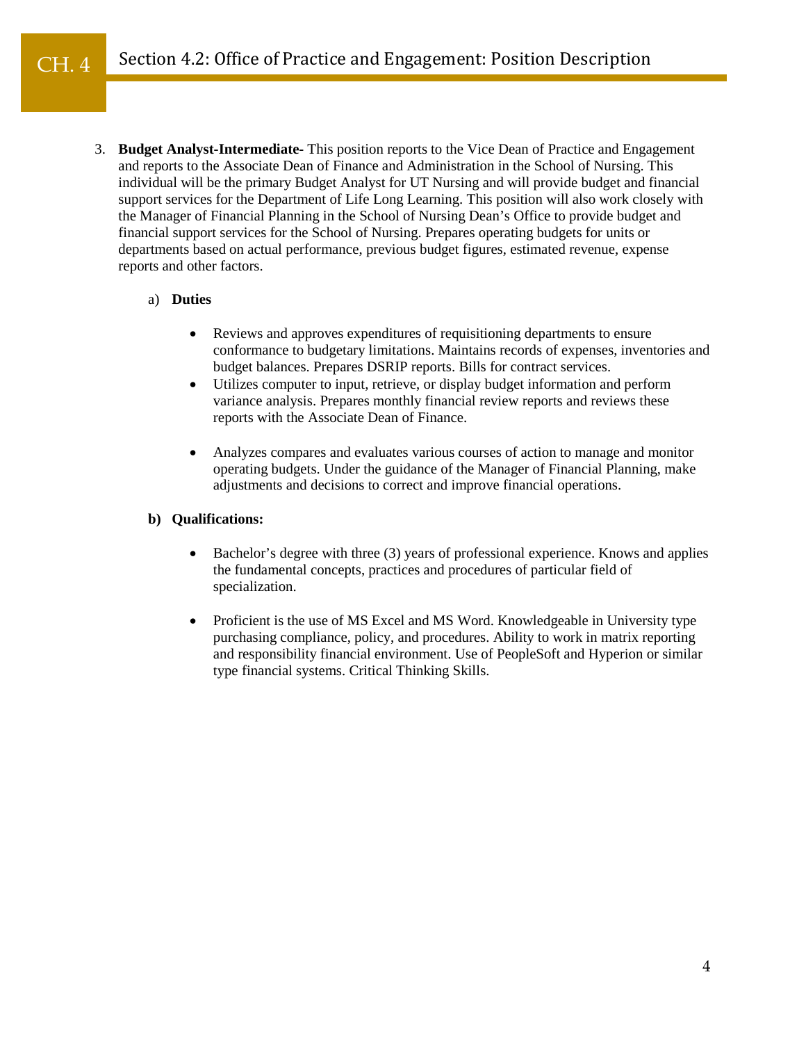# Section 4.2: Office of Practice and Engagement: Position Description

3. **Budget Analyst-Intermediate-** This position reports to the Vice Dean of Practice and Engagement and reports to the Associate Dean of Finance and Administration in the School of Nursing. This individual will be the primary Budget Analyst for UT Nursing and will provide budget and financial support services for the Department of Life Long Learning. This position will also work closely with the Manager of Financial Planning in the School of Nursing Dean's Office to provide budget and financial support services for the School of Nursing. Prepares operating budgets for units or departments based on actual performance, previous budget figures, estimated revenue, expense reports and other factors.

   a) **Duties**

      - Reviews and approves expenditures of requisitioning departments to ensure conformance to budgetary limitations. Maintains records of expenses, inventories and budget balances. Prepares DSRIP reports. Bills for contract services.
      - Utilizes computer to input, retrieve, or display budget information and perform variance analysis. Prepares monthly financial review reports and reviews these reports with the Associate Dean of Finance.
      - Analyzes compares and evaluates various courses of action to manage and monitor operating budgets. Under the guidance of the Manager of Financial Planning, make adjustments and decisions to correct and improve financial operations.

   **b) Qualifications:**

      - Bachelor's degree with three (3) years of professional experience. Knows and applies the fundamental concepts, practices and procedures of particular field of specialization.
      - Proficient is the use of MS Excel and MS Word. Knowledgeable in University type purchasing compliance, policy, and procedures. Ability to work in matrix reporting and responsibility financial environment. Use of PeopleSoft and Hyperion or similar type financial systems. Critical Thinking Skills.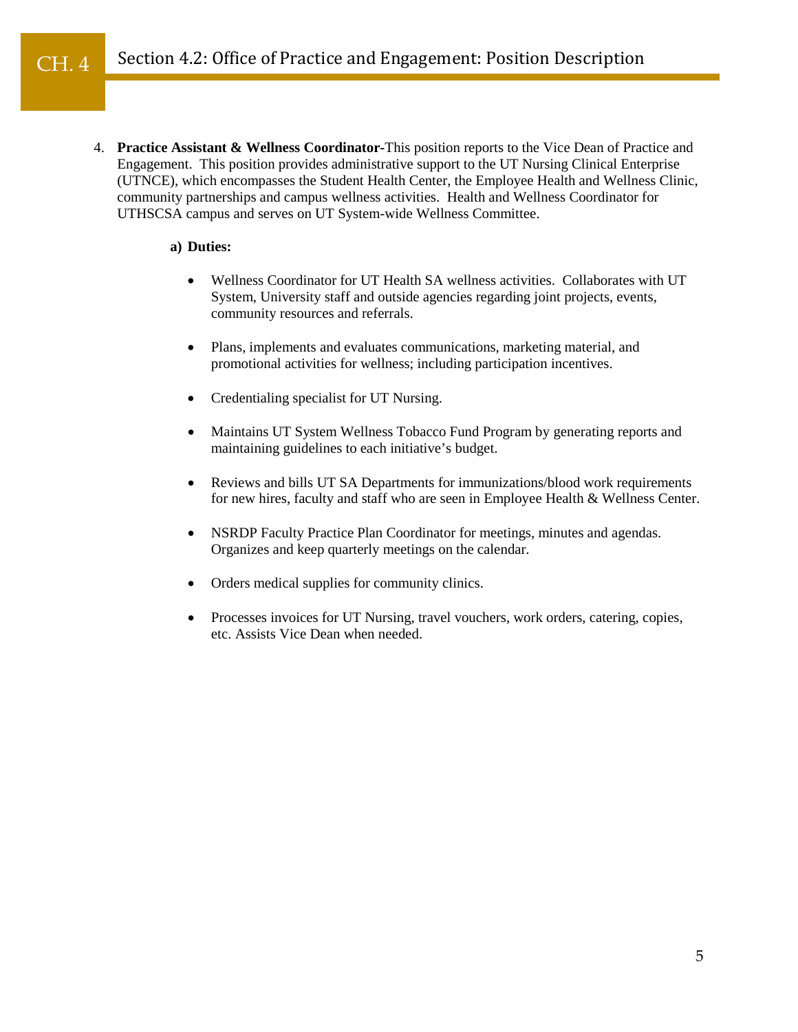4. **Practice Assistant & Wellness Coordinator**-This position reports to the Vice Dean of Practice and Engagement. This position provides administrative support to the UT Nursing Clinical Enterprise (UTNCE), which encompasses the Student Health Center, the Employee Health and Wellness Clinic, community partnerships and campus wellness activities. Health and Wellness Coordinator for UTHSCSA campus and serves on UT System-wide Wellness Committee.

    **a) Duties:**

    - Wellness Coordinator for UT Health SA wellness activities. Collaborates with UT System, University staff and outside agencies regarding joint projects, events, community resources and referrals.
    - Plans, implements and evaluates communications, marketing material, and promotional activities for wellness; including participation incentives.
    - Credentialing specialist for UT Nursing.
    - Maintains UT System Wellness Tobacco Fund Program by generating reports and maintaining guidelines to each initiative's budget.
    - Reviews and bills UT SA Departments for immunizations/blood work requirements for new hires, faculty and staff who are seen in Employee Health & Wellness Center.
    - NSRDP Faculty Practice Plan Coordinator for meetings, minutes and agendas. Organizes and keep quarterly meetings on the calendar.
    - Orders medical supplies for community clinics.
    - Processes invoices for UT Nursing, travel vouchers, work orders, catering, copies, etc. Assists Vice Dean when needed.